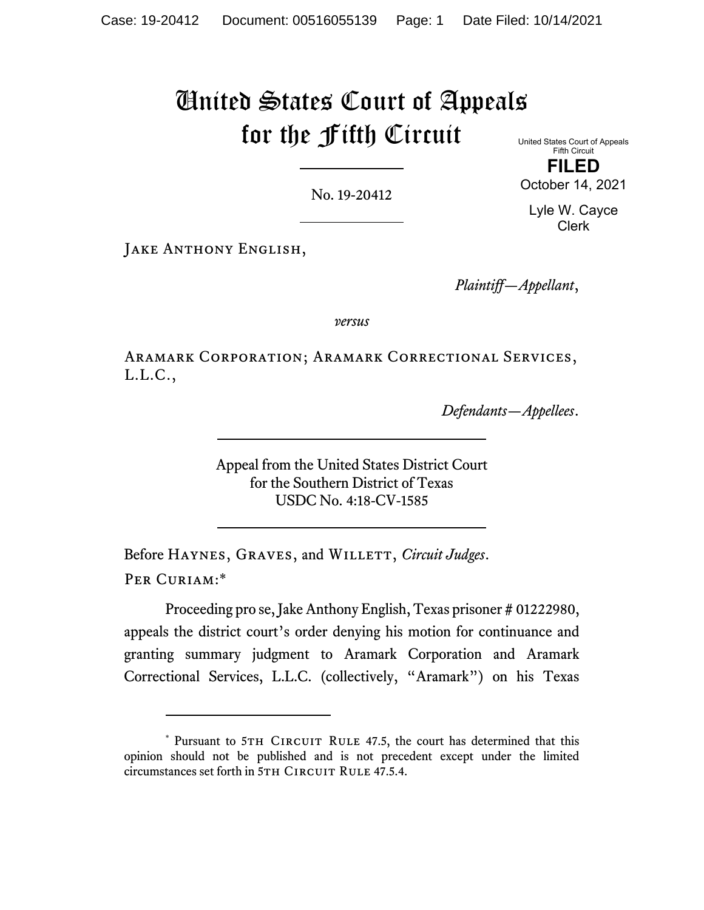# United States Court of Appeals for the Fifth Circuit

United States Court of Appeals
Fifth Circuit

**FILED**

October 14, 2021

Lyle W. Cayce
Clerk

No. 19-20412

Jake Anthony English,

*Plaintiff—Appellant*,

*versus*

Aramark Corporation; Aramark Correctional Services, L.L.C.,

*Defendants—Appellees*.

Appeal from the United States District Court
for the Southern District of Texas
USDC No. 4:18-CV-1585

Before Haynes, Graves, and Willett, *Circuit Judges*.

Per Curiam:*

Proceeding pro se, Jake Anthony English, Texas prisoner # 01222980, appeals the district court's order denying his motion for continuance and granting summary judgment to Aramark Corporation and Aramark Correctional Services, L.L.C. (collectively, "Aramark") on his Texas

---

* Pursuant to 5th Circuit Rule 47.5, the court has determined that this opinion should not be published and is not precedent except under the limited circumstances set forth in 5th Circuit Rule 47.5.4.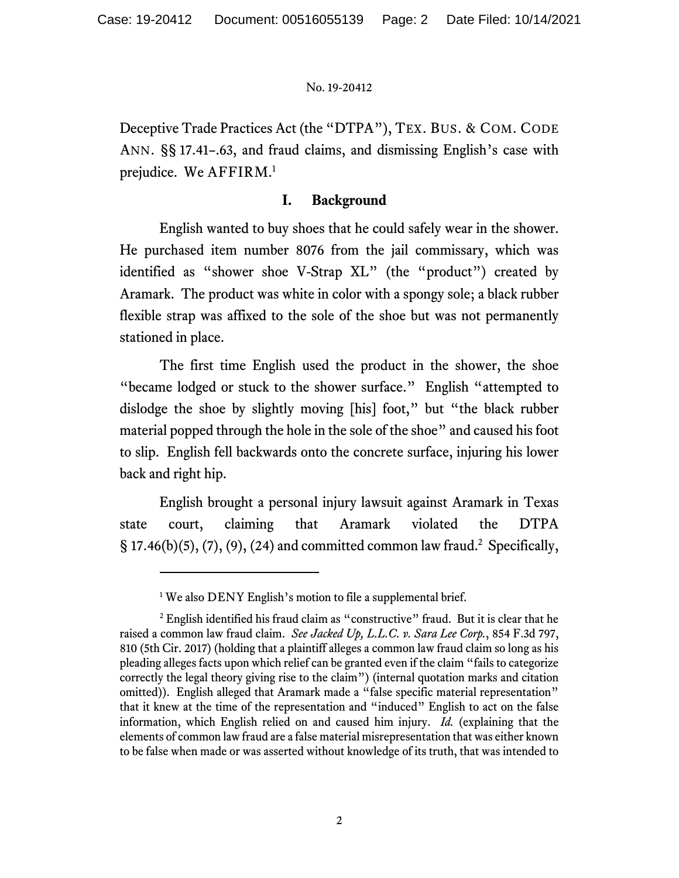Deceptive Trade Practices Act (the "DTPA"), TEX. BUS. & COM. CODE ANN. §§ 17.41–.63, and fraud claims, and dismissing English's case with prejudice. We AFFIRM.[1]

## I. Background

English wanted to buy shoes that he could safely wear in the shower. He purchased item number 8076 from the jail commissary, which was identified as "shower shoe V-Strap XL" (the "product") created by Aramark. The product was white in color with a spongy sole; a black rubber flexible strap was affixed to the sole of the shoe but was not permanently stationed in place.

The first time English used the product in the shower, the shoe "became lodged or stuck to the shower surface." English "attempted to dislodge the shoe by slightly moving [his] foot," but "the black rubber material popped through the hole in the sole of the shoe" and caused his foot to slip. English fell backwards onto the concrete surface, injuring his lower back and right hip.

English brought a personal injury lawsuit against Aramark in Texas state court, claiming that Aramark violated the DTPA § 17.46(b)(5), (7), (9), (24) and committed common law fraud.[2] Specifically,

---

[1] We also DENY English's motion to file a supplemental brief.

[2] English identified his fraud claim as "constructive" fraud. But it is clear that he raised a common law fraud claim. *See Jacked Up, L.L.C. v. Sara Lee Corp.*, 854 F.3d 797, 810 (5th Cir. 2017) (holding that a plaintiff alleges a common law fraud claim so long as his pleading alleges facts upon which relief can be granted even if the claim "fails to categorize correctly the legal theory giving rise to the claim") (internal quotation marks and citation omitted)). English alleged that Aramark made a "false specific material representation" that it knew at the time of the representation and "induced" English to act on the false information, which English relied on and caused him injury. *Id.* (explaining that the elements of common law fraud are a false material misrepresentation that was either known to be false when made or was asserted without knowledge of its truth, that was intended to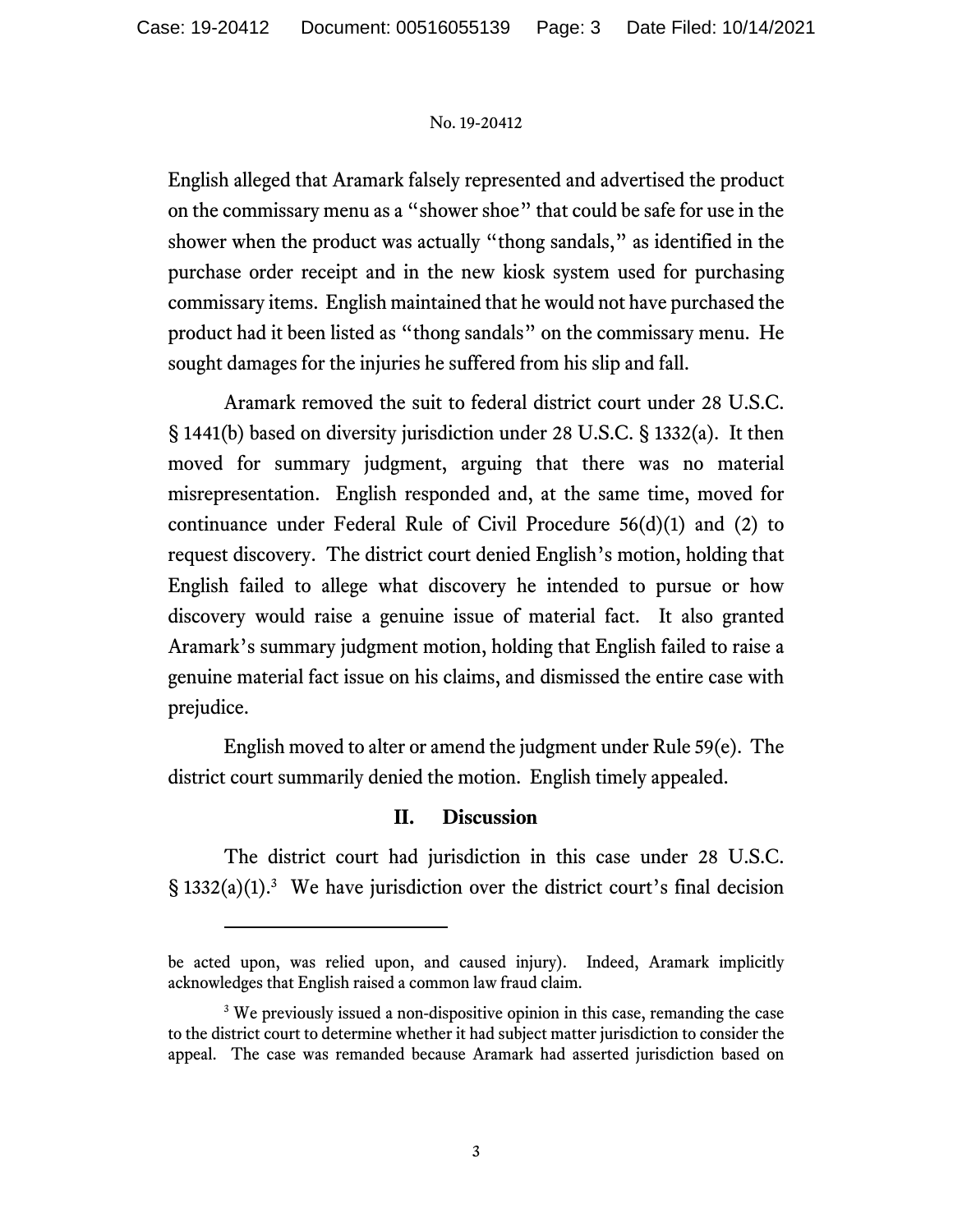English alleged that Aramark falsely represented and advertised the product on the commissary menu as a "shower shoe" that could be safe for use in the shower when the product was actually "thong sandals," as identified in the purchase order receipt and in the new kiosk system used for purchasing commissary items. English maintained that he would not have purchased the product had it been listed as "thong sandals" on the commissary menu. He sought damages for the injuries he suffered from his slip and fall.

Aramark removed the suit to federal district court under 28 U.S.C. § 1441(b) based on diversity jurisdiction under 28 U.S.C. § 1332(a). It then moved for summary judgment, arguing that there was no material misrepresentation. English responded and, at the same time, moved for continuance under Federal Rule of Civil Procedure 56(d)(1) and (2) to request discovery. The district court denied English's motion, holding that English failed to allege what discovery he intended to pursue or how discovery would raise a genuine issue of material fact. It also granted Aramark's summary judgment motion, holding that English failed to raise a genuine material fact issue on his claims, and dismissed the entire case with prejudice.

English moved to alter or amend the judgment under Rule 59(e). The district court summarily denied the motion. English timely appealed.

## II. Discussion

The district court had jurisdiction in this case under 28 U.S.C. § 1332(a)(1).[3] We have jurisdiction over the district court's final decision

---

be acted upon, was relied upon, and caused injury). Indeed, Aramark implicitly acknowledges that English raised a common law fraud claim.

[3] We previously issued a non-dispositive opinion in this case, remanding the case to the district court to determine whether it had subject matter jurisdiction to consider the appeal. The case was remanded because Aramark had asserted jurisdiction based on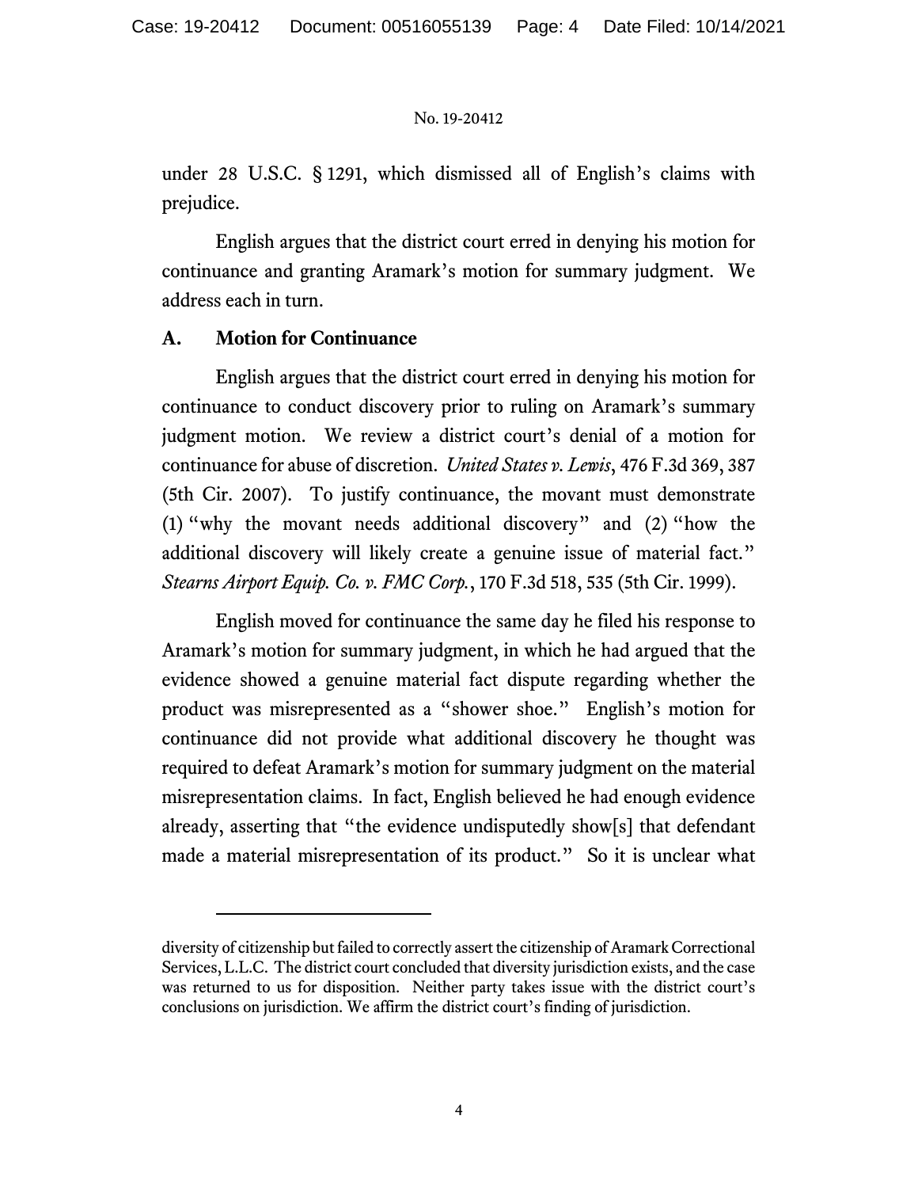under 28 U.S.C. § 1291, which dismissed all of English's claims with prejudice.

English argues that the district court erred in denying his motion for continuance and granting Aramark's motion for summary judgment. We address each in turn.

### A. Motion for Continuance

English argues that the district court erred in denying his motion for continuance to conduct discovery prior to ruling on Aramark's summary judgment motion. We review a district court's denial of a motion for continuance for abuse of discretion. *United States v. Lewis*, 476 F.3d 369, 387 (5th Cir. 2007). To justify continuance, the movant must demonstrate (1) "why the movant needs additional discovery" and (2) "how the additional discovery will likely create a genuine issue of material fact." *Stearns Airport Equip. Co. v. FMC Corp.*, 170 F.3d 518, 535 (5th Cir. 1999).

English moved for continuance the same day he filed his response to Aramark's motion for summary judgment, in which he had argued that the evidence showed a genuine material fact dispute regarding whether the product was misrepresented as a "shower shoe." English's motion for continuance did not provide what additional discovery he thought was required to defeat Aramark's motion for summary judgment on the material misrepresentation claims. In fact, English believed he had enough evidence already, asserting that "the evidence undisputedly show[s] that defendant made a material misrepresentation of its product." So it is unclear what

---

diversity of citizenship but failed to correctly assert the citizenship of Aramark Correctional Services, L.L.C. The district court concluded that diversity jurisdiction exists, and the case was returned to us for disposition. Neither party takes issue with the district court's conclusions on jurisdiction. We affirm the district court's finding of jurisdiction.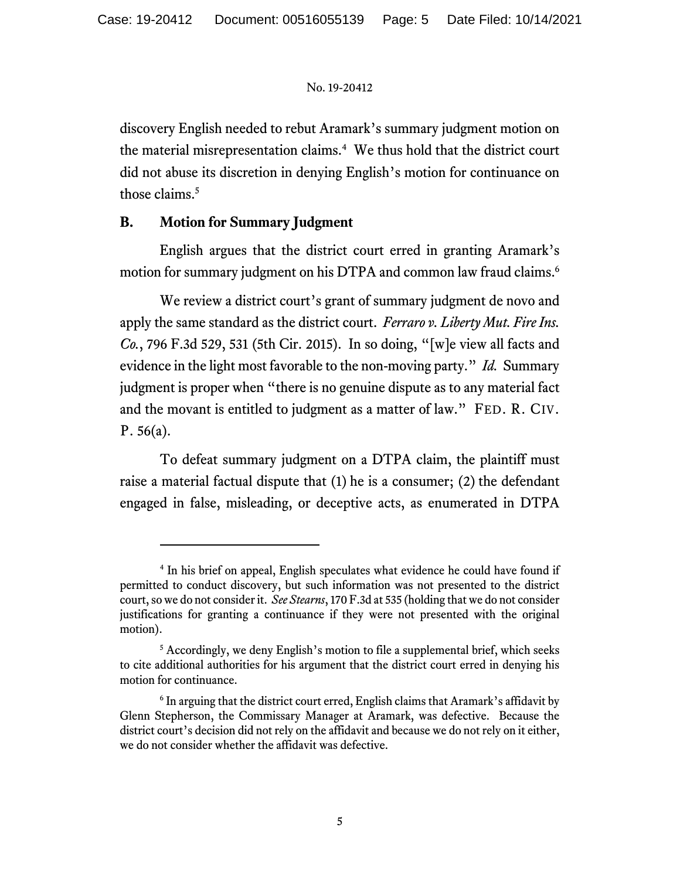discovery English needed to rebut Aramark's summary judgment motion on the material misrepresentation claims.[4] We thus hold that the district court did not abuse its discretion in denying English's motion for continuance on those claims.[5]

## B. Motion for Summary Judgment

English argues that the district court erred in granting Aramark's motion for summary judgment on his DTPA and common law fraud claims.[6]

We review a district court's grant of summary judgment de novo and apply the same standard as the district court. *Ferraro v. Liberty Mut. Fire Ins. Co.*, 796 F.3d 529, 531 (5th Cir. 2015). In so doing, "[w]e view all facts and evidence in the light most favorable to the non-moving party." *Id.* Summary judgment is proper when "there is no genuine dispute as to any material fact and the movant is entitled to judgment as a matter of law." FED. R. CIV. P. 56(a).

To defeat summary judgment on a DTPA claim, the plaintiff must raise a material factual dispute that (1) he is a consumer; (2) the defendant engaged in false, misleading, or deceptive acts, as enumerated in DTPA

---

[4] In his brief on appeal, English speculates what evidence he could have found if permitted to conduct discovery, but such information was not presented to the district court, so we do not consider it. *See Stearns*, 170 F.3d at 535 (holding that we do not consider justifications for granting a continuance if they were not presented with the original motion).

[5] Accordingly, we deny English's motion to file a supplemental brief, which seeks to cite additional authorities for his argument that the district court erred in denying his motion for continuance.

[6] In arguing that the district court erred, English claims that Aramark's affidavit by Glenn Stepherson, the Commissary Manager at Aramark, was defective. Because the district court's decision did not rely on the affidavit and because we do not rely on it either, we do not consider whether the affidavit was defective.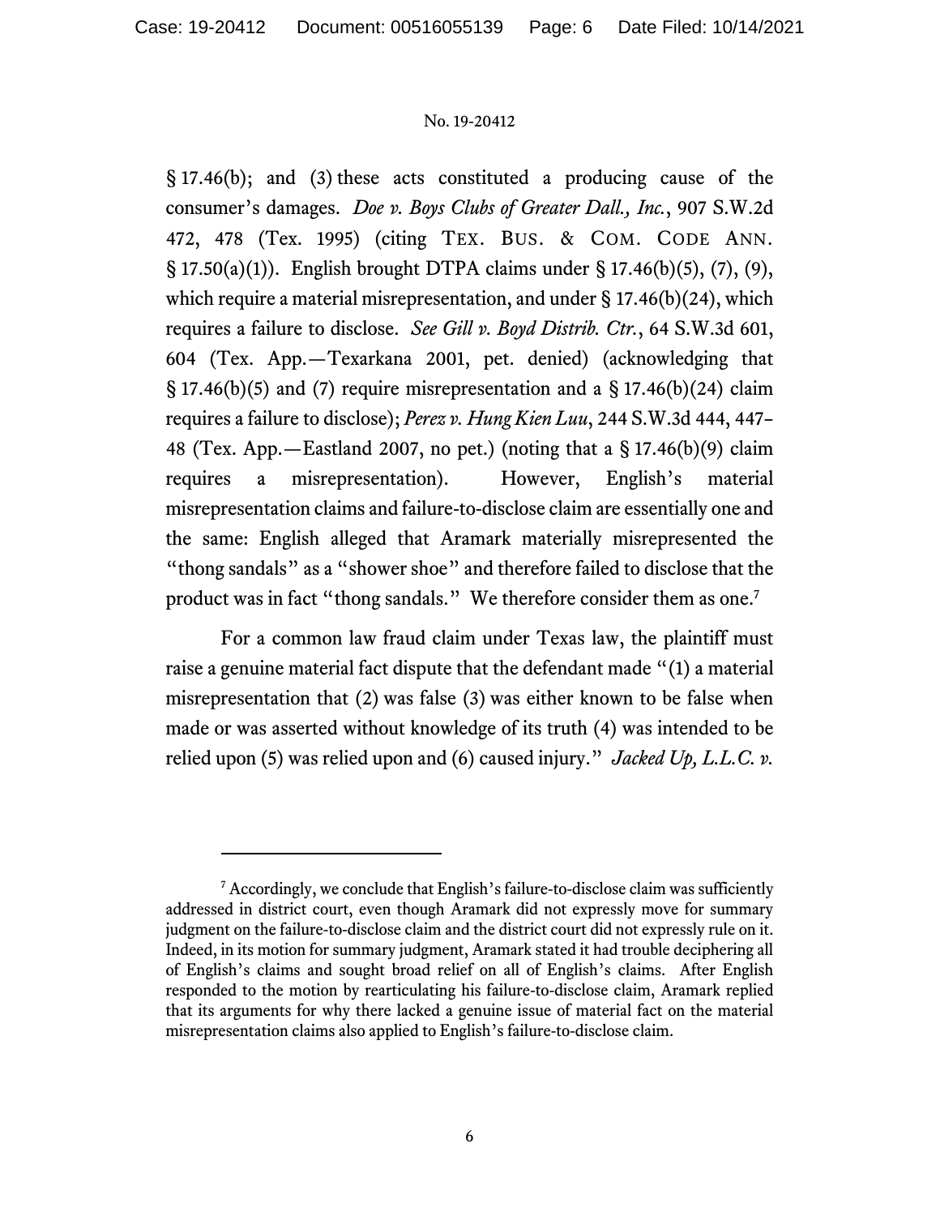§ 17.46(b); and (3) these acts constituted a producing cause of the consumer's damages. *Doe v. Boys Clubs of Greater Dall., Inc.*, 907 S.W.2d 472, 478 (Tex. 1995) (citing TEX. BUS. & COM. CODE ANN. § 17.50(a)(1)). English brought DTPA claims under § 17.46(b)(5), (7), (9), which require a material misrepresentation, and under § 17.46(b)(24), which requires a failure to disclose. *See Gill v. Boyd Distrib. Ctr.*, 64 S.W.3d 601, 604 (Tex. App.—Texarkana 2001, pet. denied) (acknowledging that § 17.46(b)(5) and (7) require misrepresentation and a § 17.46(b)(24) claim requires a failure to disclose); *Perez v. Hung Kien Luu*, 244 S.W.3d 444, 447–48 (Tex. App.—Eastland 2007, no pet.) (noting that a § 17.46(b)(9) claim requires a misrepresentation). However, English's material misrepresentation claims and failure-to-disclose claim are essentially one and the same: English alleged that Aramark materially misrepresented the "thong sandals" as a "shower shoe" and therefore failed to disclose that the product was in fact "thong sandals." We therefore consider them as one.[7]

For a common law fraud claim under Texas law, the plaintiff must raise a genuine material fact dispute that the defendant made "(1) a material misrepresentation that (2) was false (3) was either known to be false when made or was asserted without knowledge of its truth (4) was intended to be relied upon (5) was relied upon and (6) caused injury." *Jacked Up, L.L.C. v.*

---

[7] Accordingly, we conclude that English's failure-to-disclose claim was sufficiently addressed in district court, even though Aramark did not expressly move for summary judgment on the failure-to-disclose claim and the district court did not expressly rule on it. Indeed, in its motion for summary judgment, Aramark stated it had trouble deciphering all of English's claims and sought broad relief on all of English's claims. After English responded to the motion by rearticulating his failure-to-disclose claim, Aramark replied that its arguments for why there lacked a genuine issue of material fact on the material misrepresentation claims also applied to English's failure-to-disclose claim.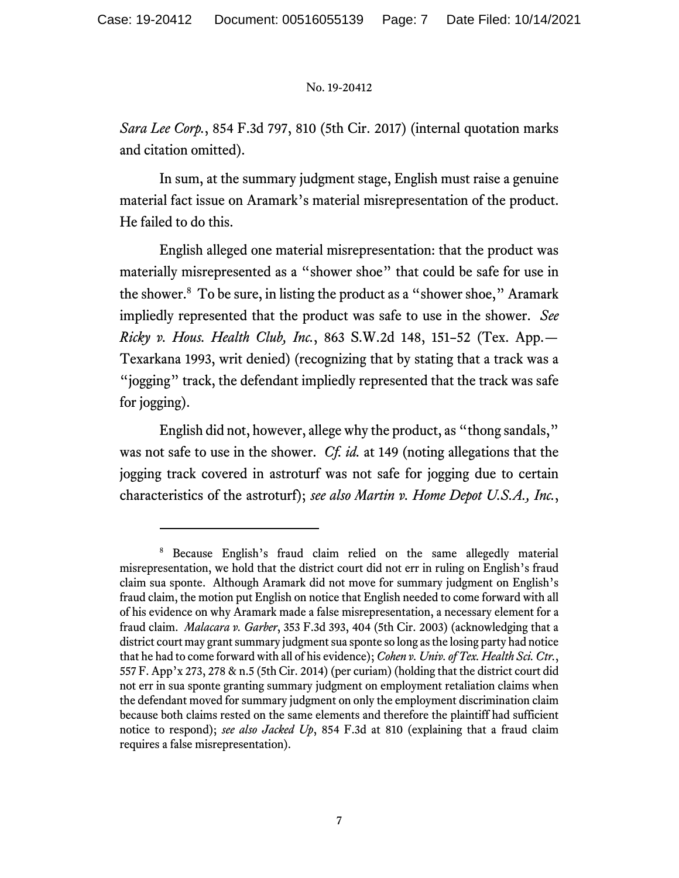*Sara Lee Corp.*, 854 F.3d 797, 810 (5th Cir. 2017) (internal quotation marks and citation omitted).

In sum, at the summary judgment stage, English must raise a genuine material fact issue on Aramark's material misrepresentation of the product. He failed to do this.

English alleged one material misrepresentation: that the product was materially misrepresented as a "shower shoe" that could be safe for use in the shower.[8] To be sure, in listing the product as a "shower shoe," Aramark impliedly represented that the product was safe to use in the shower. *See Ricky v. Hous. Health Club, Inc.*, 863 S.W.2d 148, 151–52 (Tex. App.—Texarkana 1993, writ denied) (recognizing that by stating that a track was a "jogging" track, the defendant impliedly represented that the track was safe for jogging).

English did not, however, allege why the product, as "thong sandals," was not safe to use in the shower. *Cf. id.* at 149 (noting allegations that the jogging track covered in astroturf was not safe for jogging due to certain characteristics of the astroturf); *see also Martin v. Home Depot U.S.A., Inc.*,

---

[8] Because English's fraud claim relied on the same allegedly material misrepresentation, we hold that the district court did not err in ruling on English's fraud claim sua sponte. Although Aramark did not move for summary judgment on English's fraud claim, the motion put English on notice that English needed to come forward with all of his evidence on why Aramark made a false misrepresentation, a necessary element for a fraud claim. *Malacara v. Garber*, 353 F.3d 393, 404 (5th Cir. 2003) (acknowledging that a district court may grant summary judgment sua sponte so long as the losing party had notice that he had to come forward with all of his evidence); *Cohen v. Univ. of Tex. Health Sci. Ctr.*, 557 F. App'x 273, 278 & n.5 (5th Cir. 2014) (per curiam) (holding that the district court did not err in sua sponte granting summary judgment on employment retaliation claims when the defendant moved for summary judgment on only the employment discrimination claim because both claims rested on the same elements and therefore the plaintiff had sufficient notice to respond); *see also Jacked Up*, 854 F.3d at 810 (explaining that a fraud claim requires a false misrepresentation).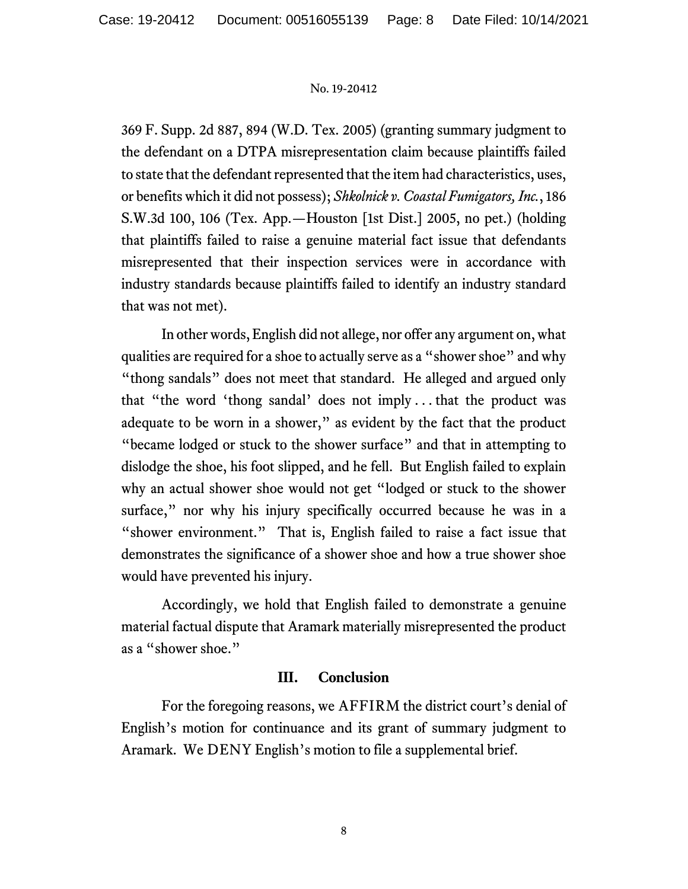369 F. Supp. 2d 887, 894 (W.D. Tex. 2005) (granting summary judgment to the defendant on a DTPA misrepresentation claim because plaintiffs failed to state that the defendant represented that the item had characteristics, uses, or benefits which it did not possess); *Shkolnick v. Coastal Fumigators, Inc.*, 186 S.W.3d 100, 106 (Tex. App.—Houston [1st Dist.] 2005, no pet.) (holding that plaintiffs failed to raise a genuine material fact issue that defendants misrepresented that their inspection services were in accordance with industry standards because plaintiffs failed to identify an industry standard that was not met).

In other words, English did not allege, nor offer any argument on, what qualities are required for a shoe to actually serve as a "shower shoe" and why "thong sandals" does not meet that standard. He alleged and argued only that "the word 'thong sandal' does not imply . . . that the product was adequate to be worn in a shower," as evident by the fact that the product "became lodged or stuck to the shower surface" and that in attempting to dislodge the shoe, his foot slipped, and he fell. But English failed to explain why an actual shower shoe would not get "lodged or stuck to the shower surface," nor why his injury specifically occurred because he was in a "shower environment." That is, English failed to raise a fact issue that demonstrates the significance of a shower shoe and how a true shower shoe would have prevented his injury.

Accordingly, we hold that English failed to demonstrate a genuine material factual dispute that Aramark materially misrepresented the product as a "shower shoe."

## III. Conclusion

For the foregoing reasons, we AFFIRM the district court's denial of English's motion for continuance and its grant of summary judgment to Aramark. We DENY English's motion to file a supplemental brief.